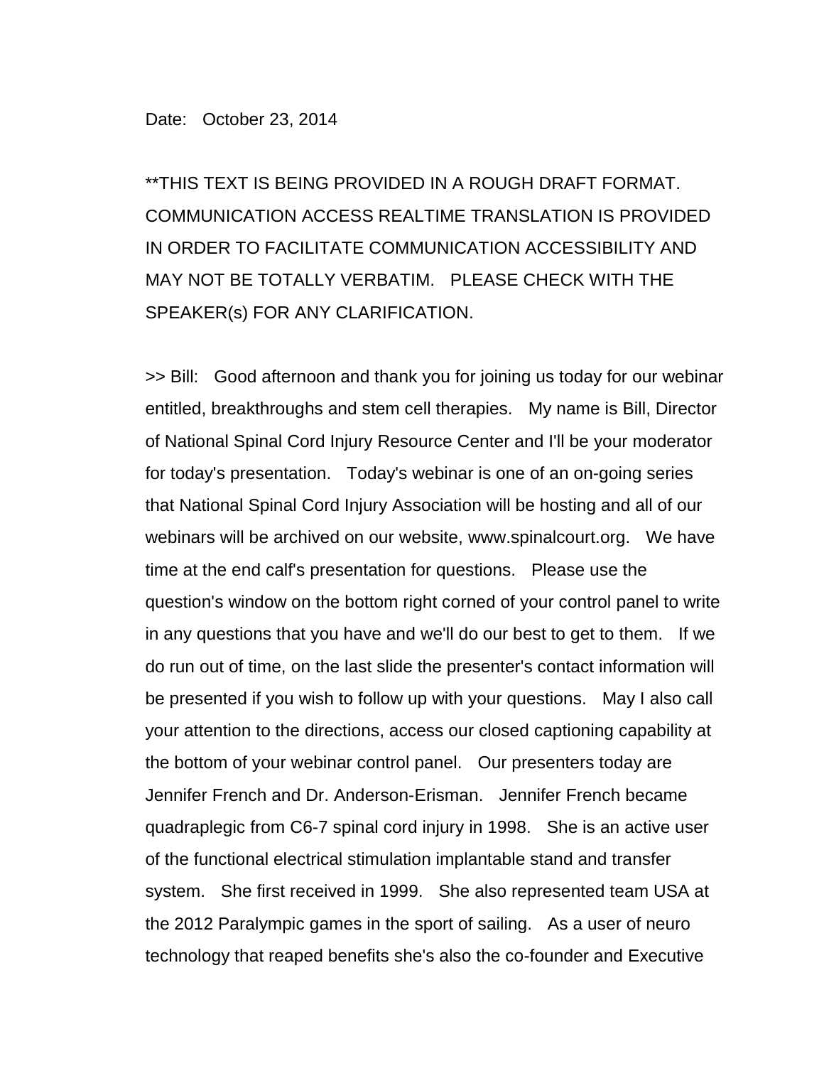Date: October 23, 2014

**THIS TEXT IS BEING PROVIDED IN A ROUGH DRAFT FORMAT. COMMUNICATION ACCESS REALTIME TRANSLATION IS PROVIDED IN ORDER TO FACILITATE COMMUNICATION ACCESSIBILITY AND MAY NOT BE TOTALLY VERBATIM. PLEASE CHECK WITH THE SPEAKER(s) FOR ANY CLARIFICATION.

>> Bill: Good afternoon and thank you for joining us today for our webinar entitled, breakthroughs and stem cell therapies. My name is Bill, Director of National Spinal Cord Injury Resource Center and I'll be your moderator for today's presentation. Today's webinar is one of an on-going series that National Spinal Cord Injury Association will be hosting and all of our webinars will be archived on our website, www.spinalcourt.org. We have time at the end calf's presentation for questions. Please use the question's window on the bottom right corned of your control panel to write in any questions that you have and we'll do our best to get to them. If we do run out of time, on the last slide the presenter's contact information will be presented if you wish to follow up with your questions. May I also call your attention to the directions, access our closed captioning capability at the bottom of your webinar control panel. Our presenters today are Jennifer French and Dr. Anderson-Erisman. Jennifer French became quadraplegic from C6-7 spinal cord injury in 1998. She is an active user of the functional electrical stimulation implantable stand and transfer system. She first received in 1999. She also represented team USA at the 2012 Paralympic games in the sport of sailing. As a user of neuro technology that reaped benefits she's also the co-founder and Executive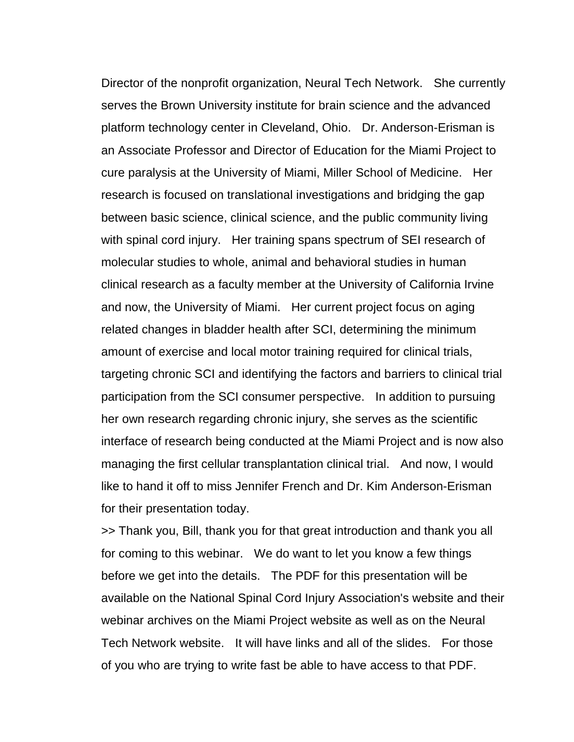Director of the nonprofit organization, Neural Tech Network. She currently serves the Brown University institute for brain science and the advanced platform technology center in Cleveland, Ohio. Dr. Anderson-Erisman is an Associate Professor and Director of Education for the Miami Project to cure paralysis at the University of Miami, Miller School of Medicine. Her research is focused on translational investigations and bridging the gap between basic science, clinical science, and the public community living with spinal cord injury. Her training spans spectrum of SEI research of molecular studies to whole, animal and behavioral studies in human clinical research as a faculty member at the University of California Irvine and now, the University of Miami. Her current project focus on aging related changes in bladder health after SCI, determining the minimum amount of exercise and local motor training required for clinical trials, targeting chronic SCI and identifying the factors and barriers to clinical trial participation from the SCI consumer perspective. In addition to pursuing her own research regarding chronic injury, she serves as the scientific interface of research being conducted at the Miami Project and is now also managing the first cellular transplantation clinical trial. And now, I would like to hand it off to miss Jennifer French and Dr. Kim Anderson-Erisman for their presentation today.

>> Thank you, Bill, thank you for that great introduction and thank you all for coming to this webinar. We do want to let you know a few things before we get into the details. The PDF for this presentation will be available on the National Spinal Cord Injury Association's website and their webinar archives on the Miami Project website as well as on the Neural Tech Network website. It will have links and all of the slides. For those of you who are trying to write fast be able to have access to that PDF.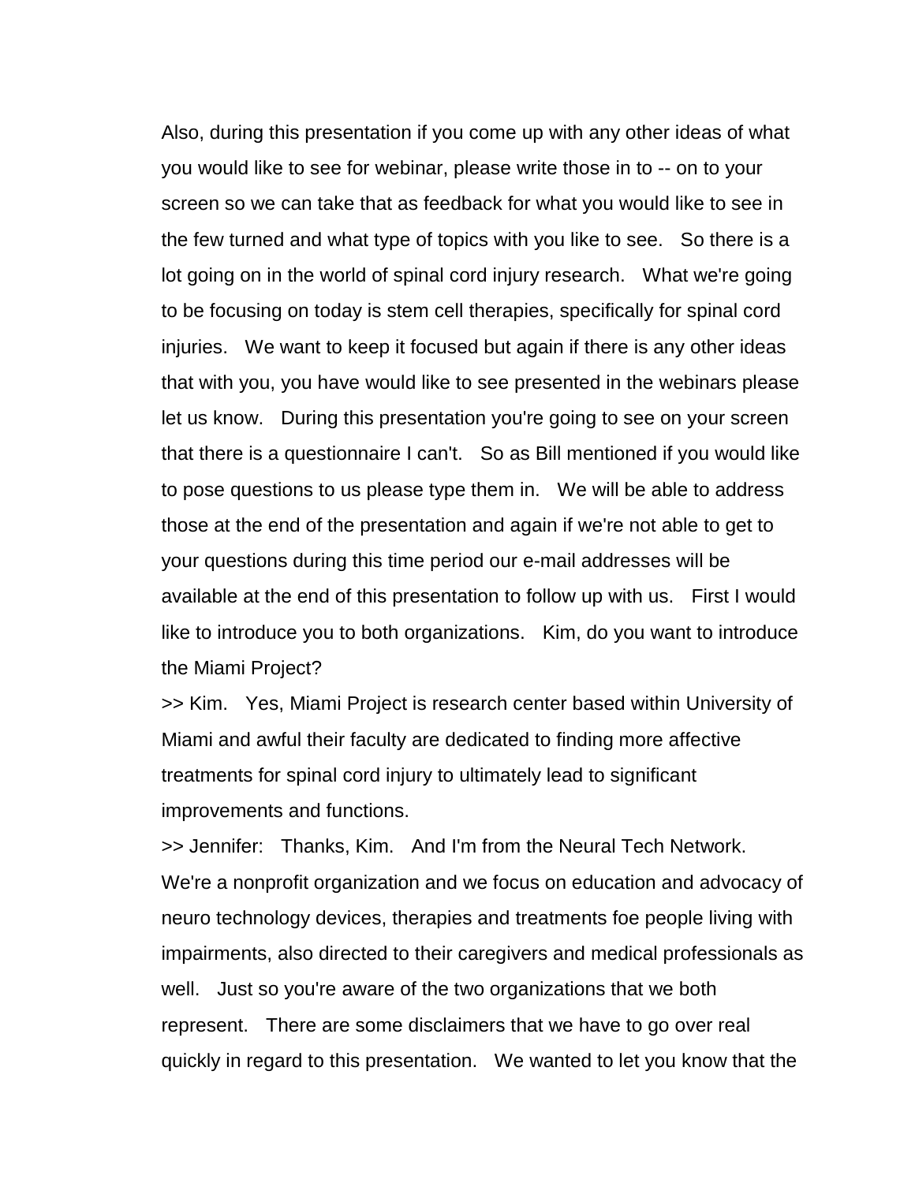Also, during this presentation if you come up with any other ideas of what you would like to see for webinar, please write those in to -- on to your screen so we can take that as feedback for what you would like to see in the few turned and what type of topics with you like to see. So there is a lot going on in the world of spinal cord injury research. What we're going to be focusing on today is stem cell therapies, specifically for spinal cord injuries. We want to keep it focused but again if there is any other ideas that with you, you have would like to see presented in the webinars please let us know. During this presentation you're going to see on your screen that there is a questionnaire I can't. So as Bill mentioned if you would like to pose questions to us please type them in. We will be able to address those at the end of the presentation and again if we're not able to get to your questions during this time period our e-mail addresses will be available at the end of this presentation to follow up with us. First I would like to introduce you to both organizations. Kim, do you want to introduce the Miami Project?

>> Kim. Yes, Miami Project is research center based within University of Miami and awful their faculty are dedicated to finding more affective treatments for spinal cord injury to ultimately lead to significant improvements and functions.

>> Jennifer: Thanks, Kim. And I'm from the Neural Tech Network. We're a nonprofit organization and we focus on education and advocacy of neuro technology devices, therapies and treatments foe people living with impairments, also directed to their caregivers and medical professionals as well. Just so you're aware of the two organizations that we both represent. There are some disclaimers that we have to go over real quickly in regard to this presentation. We wanted to let you know that the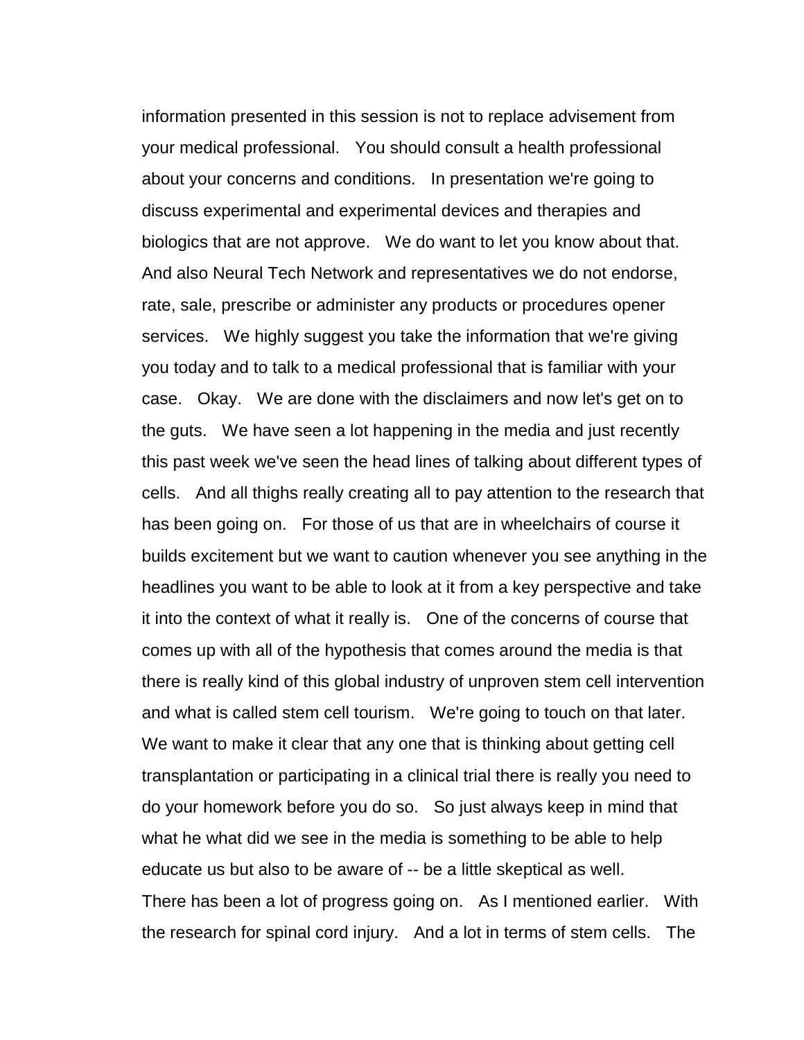information presented in this session is not to replace advisement from your medical professional. You should consult a health professional about your concerns and conditions. In presentation we're going to discuss experimental and experimental devices and therapies and biologics that are not approve. We do want to let you know about that. And also Neural Tech Network and representatives we do not endorse, rate, sale, prescribe or administer any products or procedures opener services. We highly suggest you take the information that we're giving you today and to talk to a medical professional that is familiar with your case. Okay. We are done with the disclaimers and now let's get on to the guts. We have seen a lot happening in the media and just recently this past week we've seen the head lines of talking about different types of cells. And all thighs really creating all to pay attention to the research that has been going on. For those of us that are in wheelchairs of course it builds excitement but we want to caution whenever you see anything in the headlines you want to be able to look at it from a key perspective and take it into the context of what it really is. One of the concerns of course that comes up with all of the hypothesis that comes around the media is that there is really kind of this global industry of unproven stem cell intervention and what is called stem cell tourism. We're going to touch on that later. We want to make it clear that any one that is thinking about getting cell transplantation or participating in a clinical trial there is really you need to do your homework before you do so. So just always keep in mind that what he what did we see in the media is something to be able to help educate us but also to be aware of -- be a little skeptical as well.

There has been a lot of progress going on. As I mentioned earlier. With the research for spinal cord injury. And a lot in terms of stem cells. The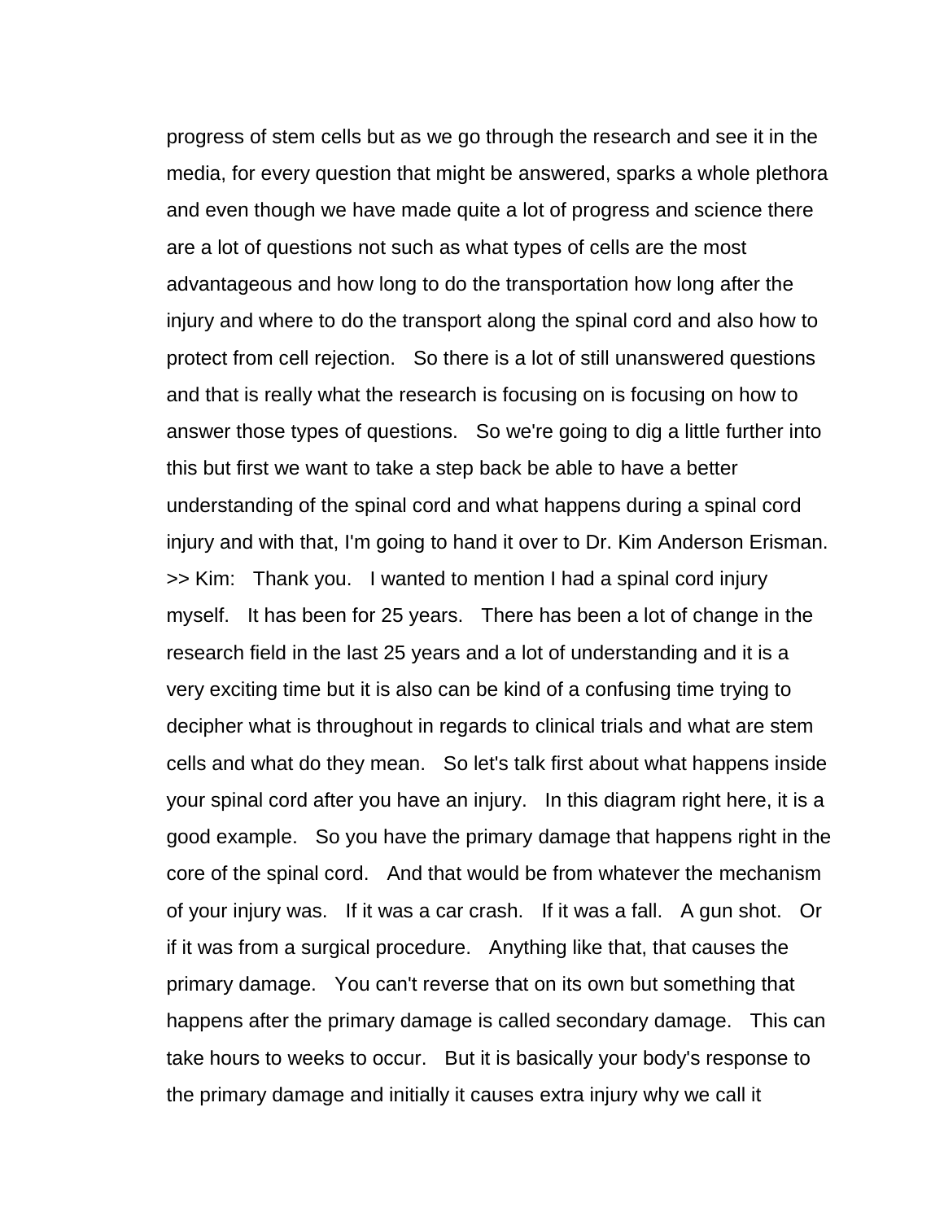progress of stem cells but as we go through the research and see it in the media, for every question that might be answered, sparks a whole plethora and even though we have made quite a lot of progress and science there are a lot of questions not such as what types of cells are the most advantageous and how long to do the transportation how long after the injury and where to do the transport along the spinal cord and also how to protect from cell rejection. So there is a lot of still unanswered questions and that is really what the research is focusing on is focusing on how to answer those types of questions. So we're going to dig a little further into this but first we want to take a step back be able to have a better understanding of the spinal cord and what happens during a spinal cord injury and with that, I'm going to hand it over to Dr. Kim Anderson Erisman.

>> Kim: Thank you. I wanted to mention I had a spinal cord injury myself. It has been for 25 years. There has been a lot of change in the research field in the last 25 years and a lot of understanding and it is a very exciting time but it is also can be kind of a confusing time trying to decipher what is throughout in regards to clinical trials and what are stem cells and what do they mean. So let's talk first about what happens inside your spinal cord after you have an injury. In this diagram right here, it is a good example. So you have the primary damage that happens right in the core of the spinal cord. And that would be from whatever the mechanism of your injury was. If it was a car crash. If it was a fall. A gun shot. Or if it was from a surgical procedure. Anything like that, that causes the primary damage. You can't reverse that on its own but something that happens after the primary damage is called secondary damage. This can take hours to weeks to occur. But it is basically your body's response to the primary damage and initially it causes extra injury why we call it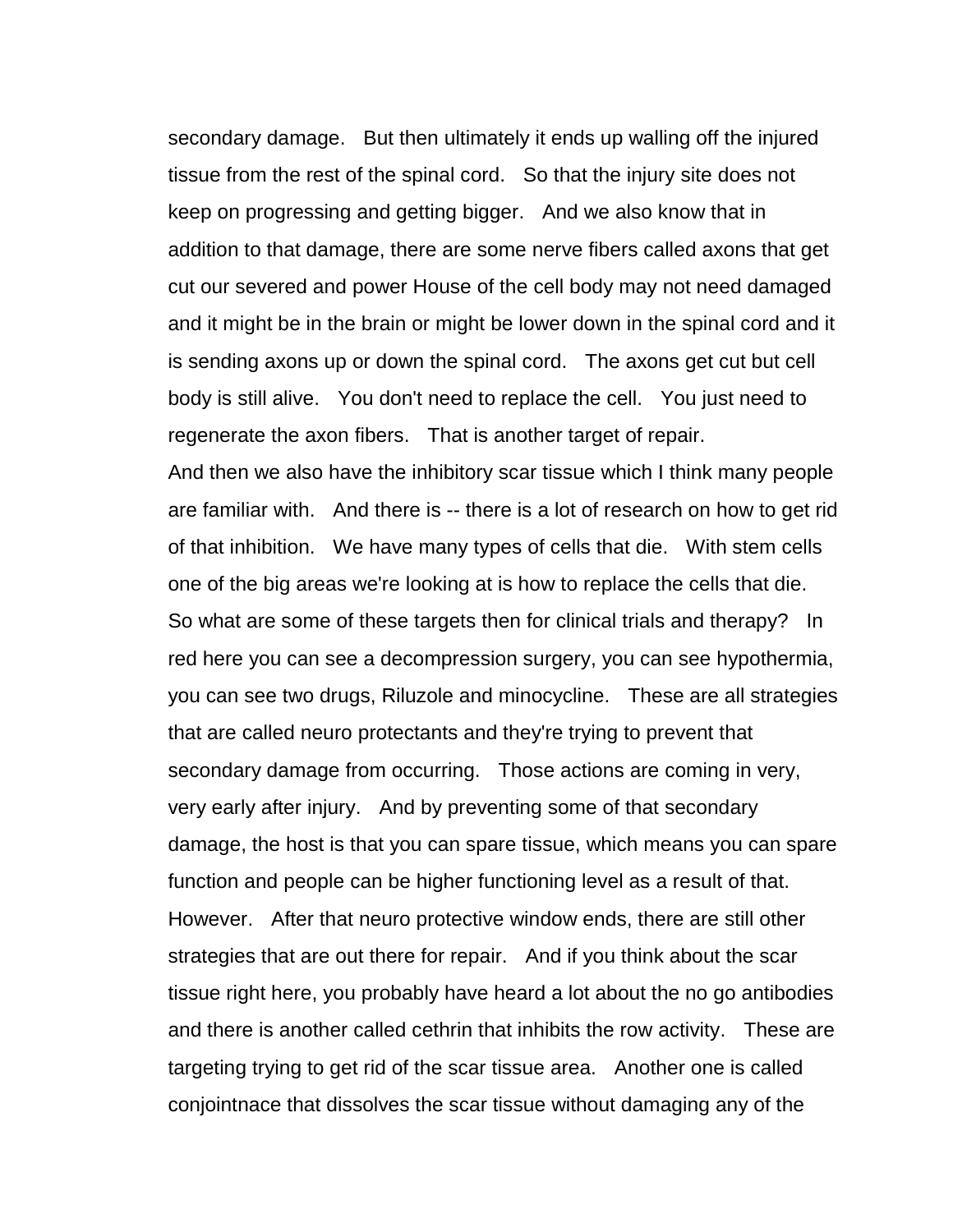secondary damage. But then ultimately it ends up walling off the injured tissue from the rest of the spinal cord. So that the injury site does not keep on progressing and getting bigger. And we also know that in addition to that damage, there are some nerve fibers called axons that get cut our severed and power House of the cell body may not need damaged and it might be in the brain or might be lower down in the spinal cord and it is sending axons up or down the spinal cord. The axons get cut but cell body is still alive. You don't need to replace the cell. You just need to regenerate the axon fibers. That is another target of repair.

And then we also have the inhibitory scar tissue which I think many people are familiar with. And there is -- there is a lot of research on how to get rid of that inhibition. We have many types of cells that die. With stem cells one of the big areas we're looking at is how to replace the cells that die. So what are some of these targets then for clinical trials and therapy? In red here you can see a decompression surgery, you can see hypothermia, you can see two drugs, Riluzole and minocycline. These are all strategies that are called neuro protectants and they're trying to prevent that secondary damage from occurring. Those actions are coming in very, very early after injury. And by preventing some of that secondary damage, the host is that you can spare tissue, which means you can spare function and people can be higher functioning level as a result of that. However. After that neuro protective window ends, there are still other strategies that are out there for repair. And if you think about the scar tissue right here, you probably have heard a lot about the no go antibodies and there is another called cethrin that inhibits the row activity. These are targeting trying to get rid of the scar tissue area. Another one is called conjointnace that dissolves the scar tissue without damaging any of the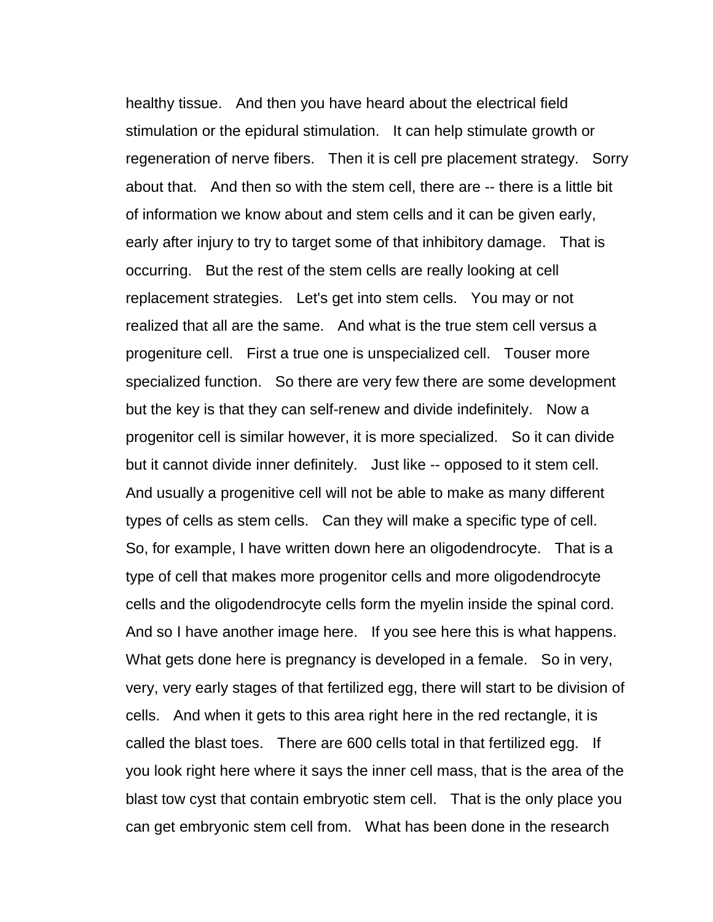healthy tissue. And then you have heard about the electrical field stimulation or the epidural stimulation. It can help stimulate growth or regeneration of nerve fibers. Then it is cell pre placement strategy. Sorry about that. And then so with the stem cell, there are -- there is a little bit of information we know about and stem cells and it can be given early, early after injury to try to target some of that inhibitory damage. That is occurring. But the rest of the stem cells are really looking at cell replacement strategies. Let's get into stem cells. You may or not realized that all are the same. And what is the true stem cell versus a progeniture cell. First a true one is unspecialized cell. Touser more specialized function. So there are very few there are some development but the key is that they can self-renew and divide indefinitely. Now a progenitor cell is similar however, it is more specialized. So it can divide but it cannot divide inner definitely. Just like -- opposed to it stem cell. And usually a progenitive cell will not be able to make as many different types of cells as stem cells. Can they will make a specific type of cell. So, for example, I have written down here an oligodendrocyte. That is a type of cell that makes more progenitor cells and more oligodendrocyte cells and the oligodendrocyte cells form the myelin inside the spinal cord. And so I have another image here. If you see here this is what happens. What gets done here is pregnancy is developed in a female. So in very, very, very early stages of that fertilized egg, there will start to be division of cells. And when it gets to this area right here in the red rectangle, it is called the blast toes. There are 600 cells total in that fertilized egg. If you look right here where it says the inner cell mass, that is the area of the blast tow cyst that contain embryotic stem cell. That is the only place you can get embryonic stem cell from. What has been done in the research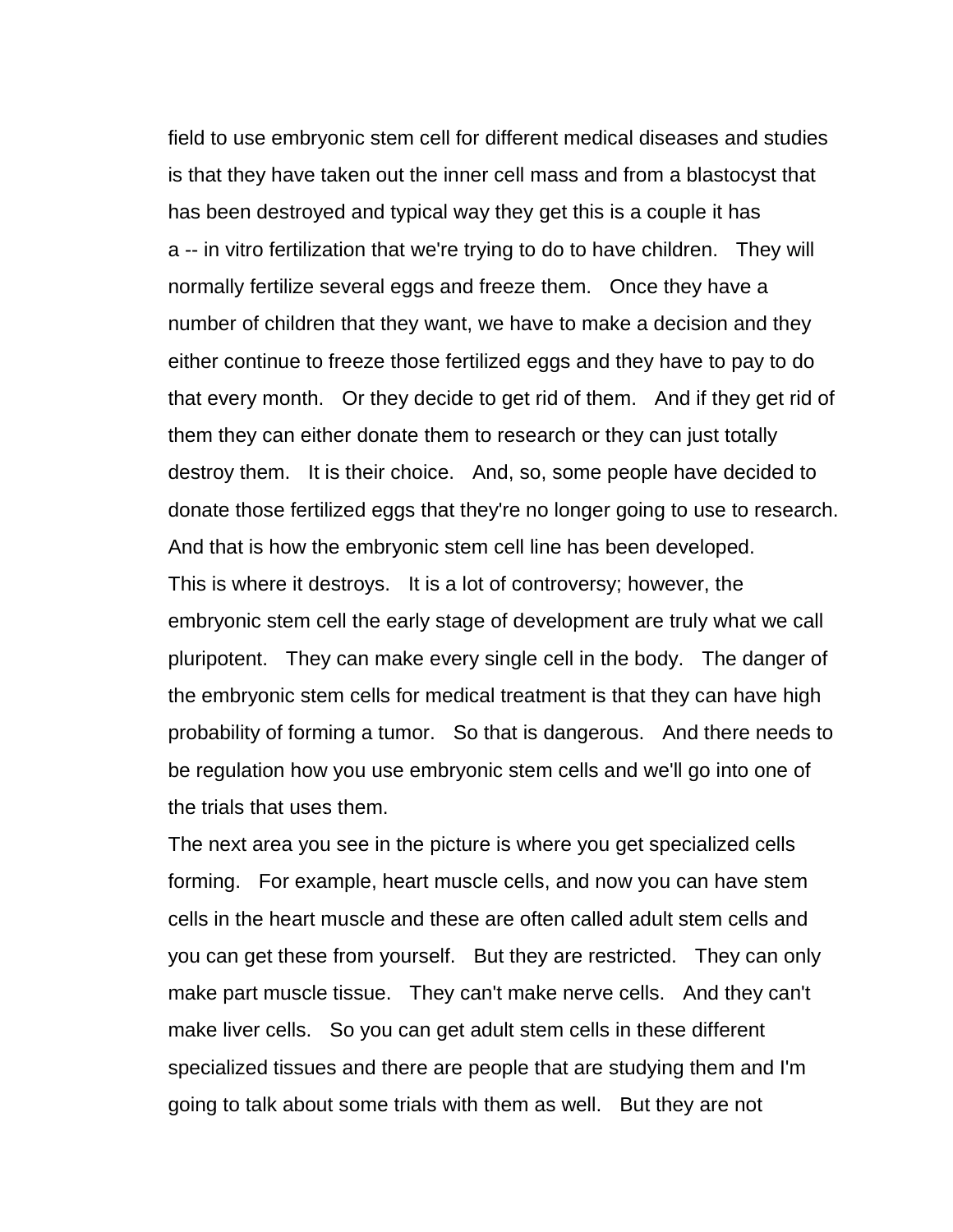field to use embryonic stem cell for different medical diseases and studies is that they have taken out the inner cell mass and from a blastocyst that has been destroyed and typical way they get this is a couple it has a -- in vitro fertilization that we're trying to do to have children. They will normally fertilize several eggs and freeze them. Once they have a number of children that they want, we have to make a decision and they either continue to freeze those fertilized eggs and they have to pay to do that every month. Or they decide to get rid of them. And if they get rid of them they can either donate them to research or they can just totally destroy them. It is their choice. And, so, some people have decided to donate those fertilized eggs that they're no longer going to use to research. And that is how the embryonic stem cell line has been developed.

This is where it destroys. It is a lot of controversy; however, the embryonic stem cell the early stage of development are truly what we call pluripotent. They can make every single cell in the body. The danger of the embryonic stem cells for medical treatment is that they can have high probability of forming a tumor. So that is dangerous. And there needs to be regulation how you use embryonic stem cells and we'll go into one of the trials that uses them.

The next area you see in the picture is where you get specialized cells forming. For example, heart muscle cells, and now you can have stem cells in the heart muscle and these are often called adult stem cells and you can get these from yourself. But they are restricted. They can only make part muscle tissue. They can't make nerve cells. And they can't make liver cells. So you can get adult stem cells in these different specialized tissues and there are people that are studying them and I'm going to talk about some trials with them as well. But they are not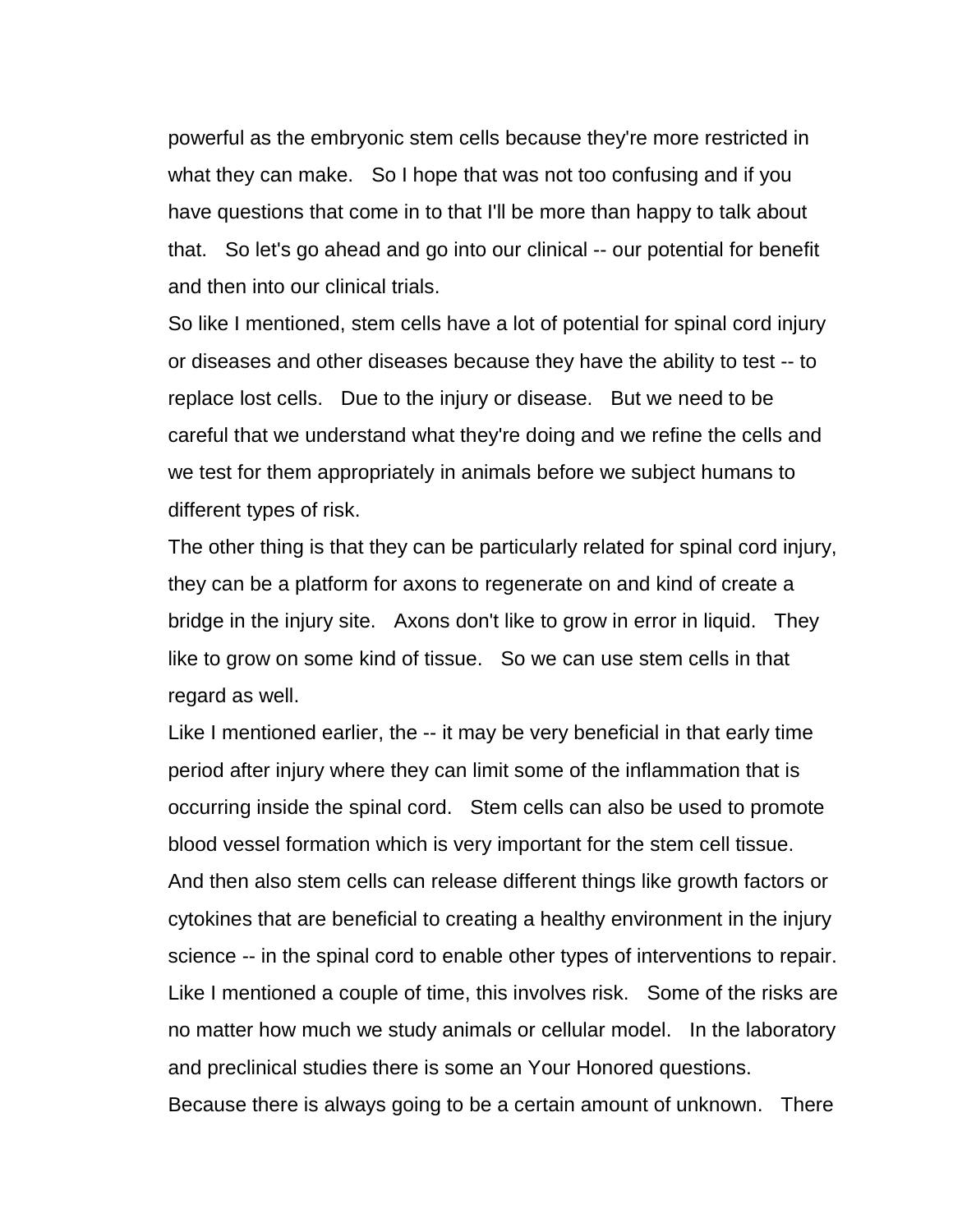powerful as the embryonic stem cells because they're more restricted in what they can make.   So I hope that was not too confusing and if you have questions that come in to that I'll be more than happy to talk about that.   So let's go ahead and go into our clinical -- our potential for benefit and then into our clinical trials.

So like I mentioned, stem cells have a lot of potential for spinal cord injury or diseases and other diseases because they have the ability to test -- to replace lost cells.   Due to the injury or disease.   But we need to be careful that we understand what they're doing and we refine the cells and we test for them appropriately in animals before we subject humans to different types of risk.

The other thing is that they can be particularly related for spinal cord injury, they can be a platform for axons to regenerate on and kind of create a bridge in the injury site.   Axons don't like to grow in error in liquid.   They like to grow on some kind of tissue.   So we can use stem cells in that regard as well.

Like I mentioned earlier, the -- it may be very beneficial in that early time period after injury where they can limit some of the inflammation that is occurring inside the spinal cord.   Stem cells can also be used to promote blood vessel formation which is very important for the stem cell tissue.

And then also stem cells can release different things like growth factors or cytokines that are beneficial to creating a healthy environment in the injury science -- in the spinal cord to enable other types of interventions to repair.

Like I mentioned a couple of time, this involves risk.   Some of the risks are no matter how much we study animals or cellular model.   In the laboratory and preclinical studies there is some an Your Honored questions.

Because there is always going to be a certain amount of unknown.   There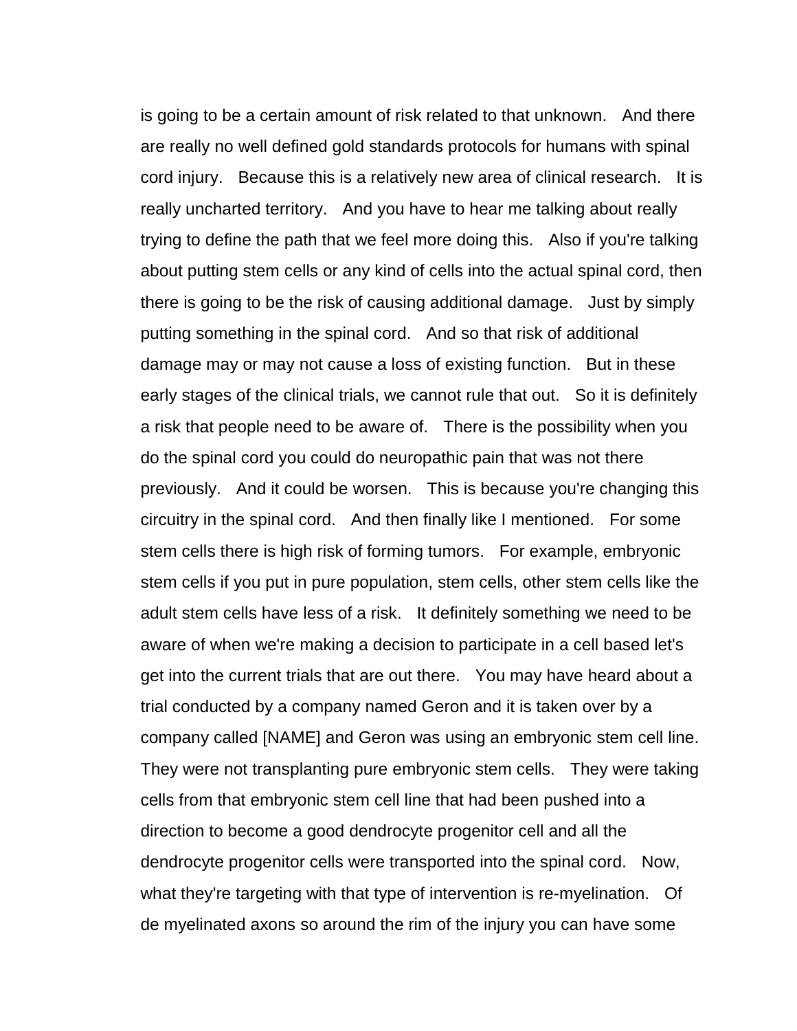is going to be a certain amount of risk related to that unknown. And there are really no well defined gold standards protocols for humans with spinal cord injury. Because this is a relatively new area of clinical research. It is really uncharted territory. And you have to hear me talking about really trying to define the path that we feel more doing this. Also if you're talking about putting stem cells or any kind of cells into the actual spinal cord, then there is going to be the risk of causing additional damage. Just by simply putting something in the spinal cord. And so that risk of additional damage may or may not cause a loss of existing function. But in these early stages of the clinical trials, we cannot rule that out. So it is definitely a risk that people need to be aware of. There is the possibility when you do the spinal cord you could do neuropathic pain that was not there previously. And it could be worsen. This is because you're changing this circuitry in the spinal cord. And then finally like I mentioned. For some stem cells there is high risk of forming tumors. For example, embryonic stem cells if you put in pure population, stem cells, other stem cells like the adult stem cells have less of a risk. It definitely something we need to be aware of when we're making a decision to participate in a cell based let's get into the current trials that are out there. You may have heard about a trial conducted by a company named Geron and it is taken over by a company called [NAME] and Geron was using an embryonic stem cell line. They were not transplanting pure embryonic stem cells. They were taking cells from that embryonic stem cell line that had been pushed into a direction to become a good dendrocyte progenitor cell and all the dendrocyte progenitor cells were transported into the spinal cord. Now, what they're targeting with that type of intervention is re-myelination. Of de myelinated axons so around the rim of the injury you can have some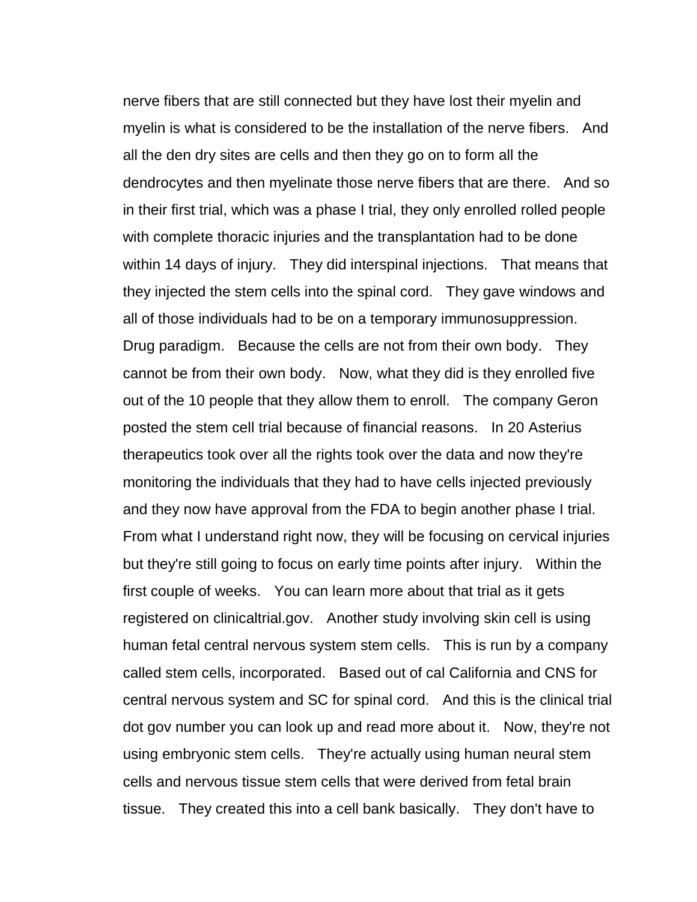nerve fibers that are still connected but they have lost their myelin and myelin is what is considered to be the installation of the nerve fibers. And all the den dry sites are cells and then they go on to form all the dendrocytes and then myelinate those nerve fibers that are there. And so in their first trial, which was a phase I trial, they only enrolled rolled people with complete thoracic injuries and the transplantation had to be done within 14 days of injury. They did interspinal injections. That means that they injected the stem cells into the spinal cord. They gave windows and all of those individuals had to be on a temporary immunosuppression. Drug paradigm. Because the cells are not from their own body. They cannot be from their own body. Now, what they did is they enrolled five out of the 10 people that they allow them to enroll. The company Geron posted the stem cell trial because of financial reasons. In 20 Asterius therapeutics took over all the rights took over the data and now they're monitoring the individuals that they had to have cells injected previously and they now have approval from the FDA to begin another phase I trial. From what I understand right now, they will be focusing on cervical injuries but they're still going to focus on early time points after injury. Within the first couple of weeks. You can learn more about that trial as it gets registered on clinicaltrial.gov. Another study involving skin cell is using human fetal central nervous system stem cells. This is run by a company called stem cells, incorporated. Based out of cal California and CNS for central nervous system and SC for spinal cord. And this is the clinical trial dot gov number you can look up and read more about it. Now, they're not using embryonic stem cells. They're actually using human neural stem cells and nervous tissue stem cells that were derived from fetal brain tissue. They created this into a cell bank basically. They don't have to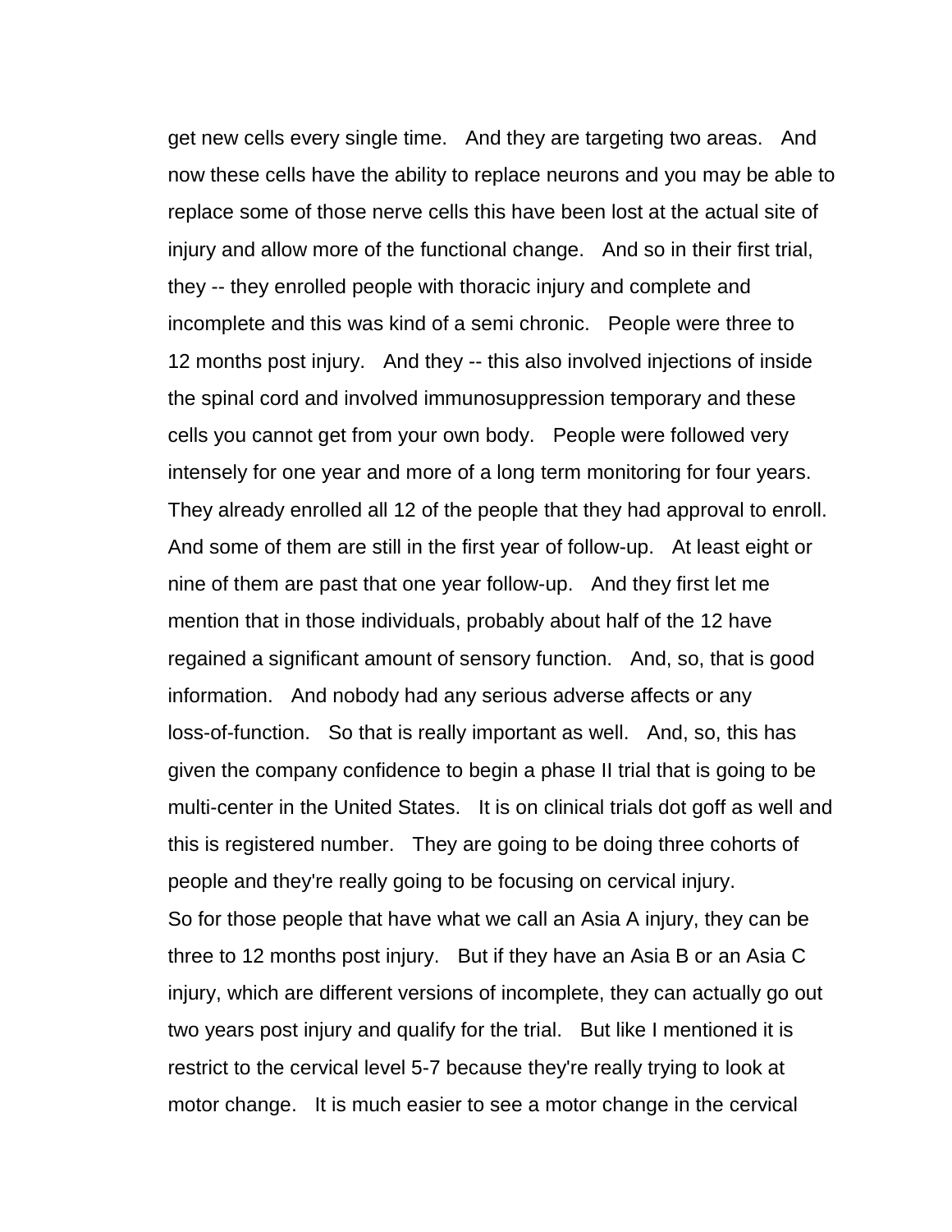get new cells every single time. And they are targeting two areas. And now these cells have the ability to replace neurons and you may be able to replace some of those nerve cells this have been lost at the actual site of injury and allow more of the functional change. And so in their first trial, they -- they enrolled people with thoracic injury and complete and incomplete and this was kind of a semi chronic. People were three to 12 months post injury. And they -- this also involved injections of inside the spinal cord and involved immunosuppression temporary and these cells you cannot get from your own body. People were followed very intensely for one year and more of a long term monitoring for four years. They already enrolled all 12 of the people that they had approval to enroll. And some of them are still in the first year of follow-up. At least eight or nine of them are past that one year follow-up. And they first let me mention that in those individuals, probably about half of the 12 have regained a significant amount of sensory function. And, so, that is good information. And nobody had any serious adverse affects or any loss-of-function. So that is really important as well. And, so, this has given the company confidence to begin a phase II trial that is going to be multi-center in the United States. It is on clinical trials dot goff as well and this is registered number. They are going to be doing three cohorts of people and they're really going to be focusing on cervical injury.

So for those people that have what we call an Asia A injury, they can be three to 12 months post injury. But if they have an Asia B or an Asia C injury, which are different versions of incomplete, they can actually go out two years post injury and qualify for the trial. But like I mentioned it is restrict to the cervical level 5-7 because they're really trying to look at motor change. It is much easier to see a motor change in the cervical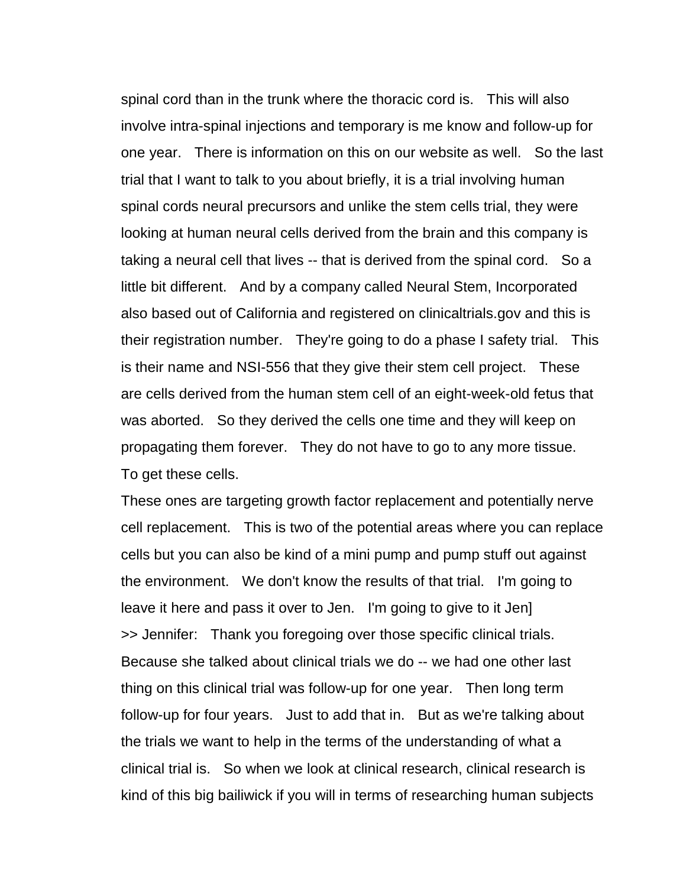spinal cord than in the trunk where the thoracic cord is. This will also involve intra-spinal injections and temporary is me know and follow-up for one year. There is information on this on our website as well. So the last trial that I want to talk to you about briefly, it is a trial involving human spinal cords neural precursors and unlike the stem cells trial, they were looking at human neural cells derived from the brain and this company is taking a neural cell that lives -- that is derived from the spinal cord. So a little bit different. And by a company called Neural Stem, Incorporated also based out of California and registered on clinicaltrials.gov and this is their registration number. They're going to do a phase I safety trial. This is their name and NSI-556 that they give their stem cell project. These are cells derived from the human stem cell of an eight-week-old fetus that was aborted. So they derived the cells one time and they will keep on propagating them forever. They do not have to go to any more tissue. To get these cells.

These ones are targeting growth factor replacement and potentially nerve cell replacement. This is two of the potential areas where you can replace cells but you can also be kind of a mini pump and pump stuff out against the environment. We don't know the results of that trial. I'm going to leave it here and pass it over to Jen. I'm going to give to it Jen]

>> Jennifer: Thank you foregoing over those specific clinical trials. Because she talked about clinical trials we do -- we had one other last thing on this clinical trial was follow-up for one year. Then long term follow-up for four years. Just to add that in. But as we're talking about the trials we want to help in the terms of the understanding of what a clinical trial is. So when we look at clinical research, clinical research is kind of this big bailiwick if you will in terms of researching human subjects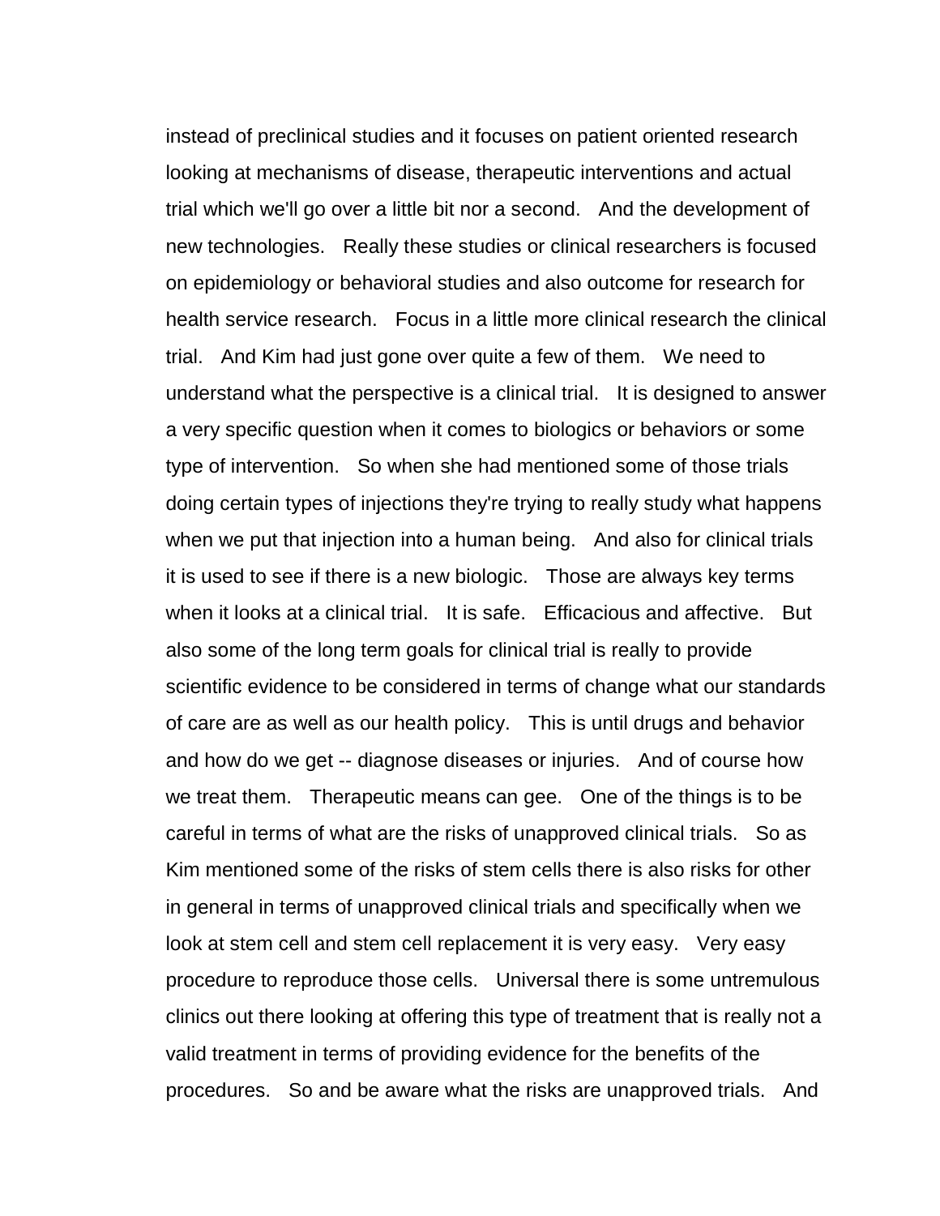instead of preclinical studies and it focuses on patient oriented research looking at mechanisms of disease, therapeutic interventions and actual trial which we'll go over a little bit nor a second. And the development of new technologies. Really these studies or clinical researchers is focused on epidemiology or behavioral studies and also outcome for research for health service research. Focus in a little more clinical research the clinical trial. And Kim had just gone over quite a few of them. We need to understand what the perspective is a clinical trial. It is designed to answer a very specific question when it comes to biologics or behaviors or some type of intervention. So when she had mentioned some of those trials doing certain types of injections they're trying to really study what happens when we put that injection into a human being. And also for clinical trials it is used to see if there is a new biologic. Those are always key terms when it looks at a clinical trial. It is safe. Efficacious and affective. But also some of the long term goals for clinical trial is really to provide scientific evidence to be considered in terms of change what our standards of care are as well as our health policy. This is until drugs and behavior and how do we get -- diagnose diseases or injuries. And of course how we treat them. Therapeutic means can gee. One of the things is to be careful in terms of what are the risks of unapproved clinical trials. So as Kim mentioned some of the risks of stem cells there is also risks for other in general in terms of unapproved clinical trials and specifically when we look at stem cell and stem cell replacement it is very easy. Very easy procedure to reproduce those cells. Universal there is some untremulous clinics out there looking at offering this type of treatment that is really not a valid treatment in terms of providing evidence for the benefits of the procedures. So and be aware what the risks are unapproved trials. And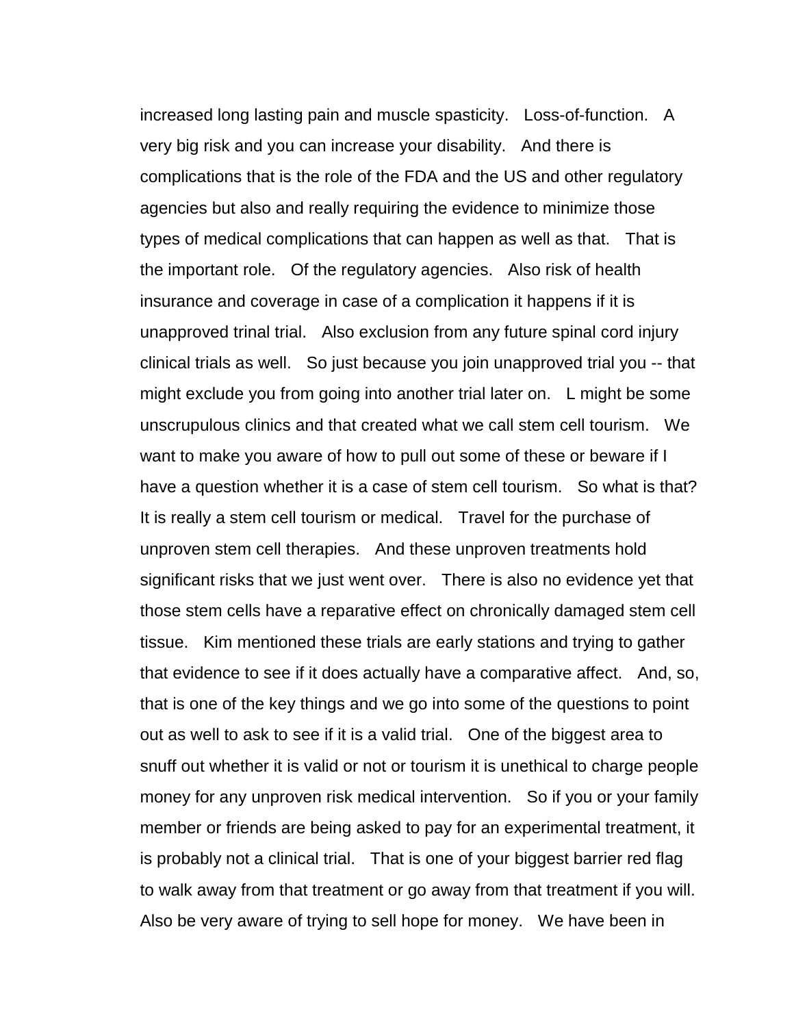increased long lasting pain and muscle spasticity.   Loss-of-function.   A very big risk and you can increase your disability.   And there is complications that is the role of the FDA and the US and other regulatory agencies but also and really requiring the evidence to minimize those types of medical complications that can happen as well as that.   That is the important role.   Of the regulatory agencies.   Also risk of health insurance and coverage in case of a complication it happens if it is unapproved trinal trial.   Also exclusion from any future spinal cord injury clinical trials as well.   So just because you join unapproved trial you -- that might exclude you from going into another trial later on.   L might be some unscrupulous clinics and that created what we call stem cell tourism.   We want to make you aware of how to pull out some of these or beware if I have a question whether it is a case of stem cell tourism.   So what is that? It is really a stem cell tourism or medical.   Travel for the purchase of unproven stem cell therapies.   And these unproven treatments hold significant risks that we just went over.   There is also no evidence yet that those stem cells have a reparative effect on chronically damaged stem cell tissue.   Kim mentioned these trials are early stations and trying to gather that evidence to see if it does actually have a comparative affect.   And, so, that is one of the key things and we go into some of the questions to point out as well to ask to see if it is a valid trial.   One of the biggest area to snuff out whether it is valid or not or tourism it is unethical to charge people money for any unproven risk medical intervention.   So if you or your family member or friends are being asked to pay for an experimental treatment, it is probably not a clinical trial.   That is one of your biggest barrier red flag to walk away from that treatment or go away from that treatment if you will. Also be very aware of trying to sell hope for money.   We have been in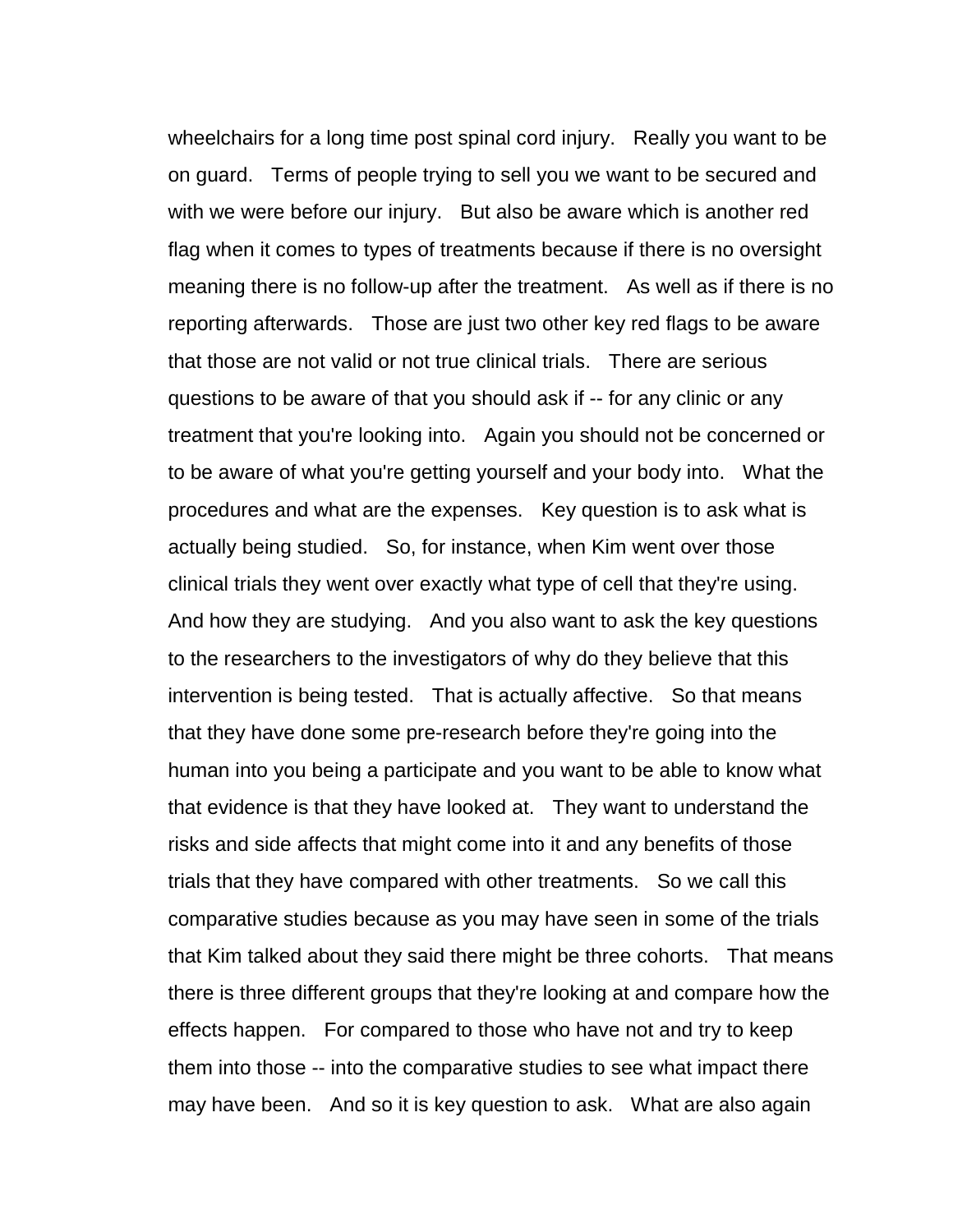wheelchairs for a long time post spinal cord injury. Really you want to be on guard. Terms of people trying to sell you we want to be secured and with we were before our injury. But also be aware which is another red flag when it comes to types of treatments because if there is no oversight meaning there is no follow-up after the treatment. As well as if there is no reporting afterwards. Those are just two other key red flags to be aware that those are not valid or not true clinical trials. There are serious questions to be aware of that you should ask if -- for any clinic or any treatment that you're looking into. Again you should not be concerned or to be aware of what you're getting yourself and your body into. What the procedures and what are the expenses. Key question is to ask what is actually being studied. So, for instance, when Kim went over those clinical trials they went over exactly what type of cell that they're using. And how they are studying. And you also want to ask the key questions to the researchers to the investigators of why do they believe that this intervention is being tested. That is actually affective. So that means that they have done some pre-research before they're going into the human into you being a participate and you want to be able to know what that evidence is that they have looked at. They want to understand the risks and side affects that might come into it and any benefits of those trials that they have compared with other treatments. So we call this comparative studies because as you may have seen in some of the trials that Kim talked about they said there might be three cohorts. That means there is three different groups that they're looking at and compare how the effects happen. For compared to those who have not and try to keep them into those -- into the comparative studies to see what impact there may have been. And so it is key question to ask. What are also again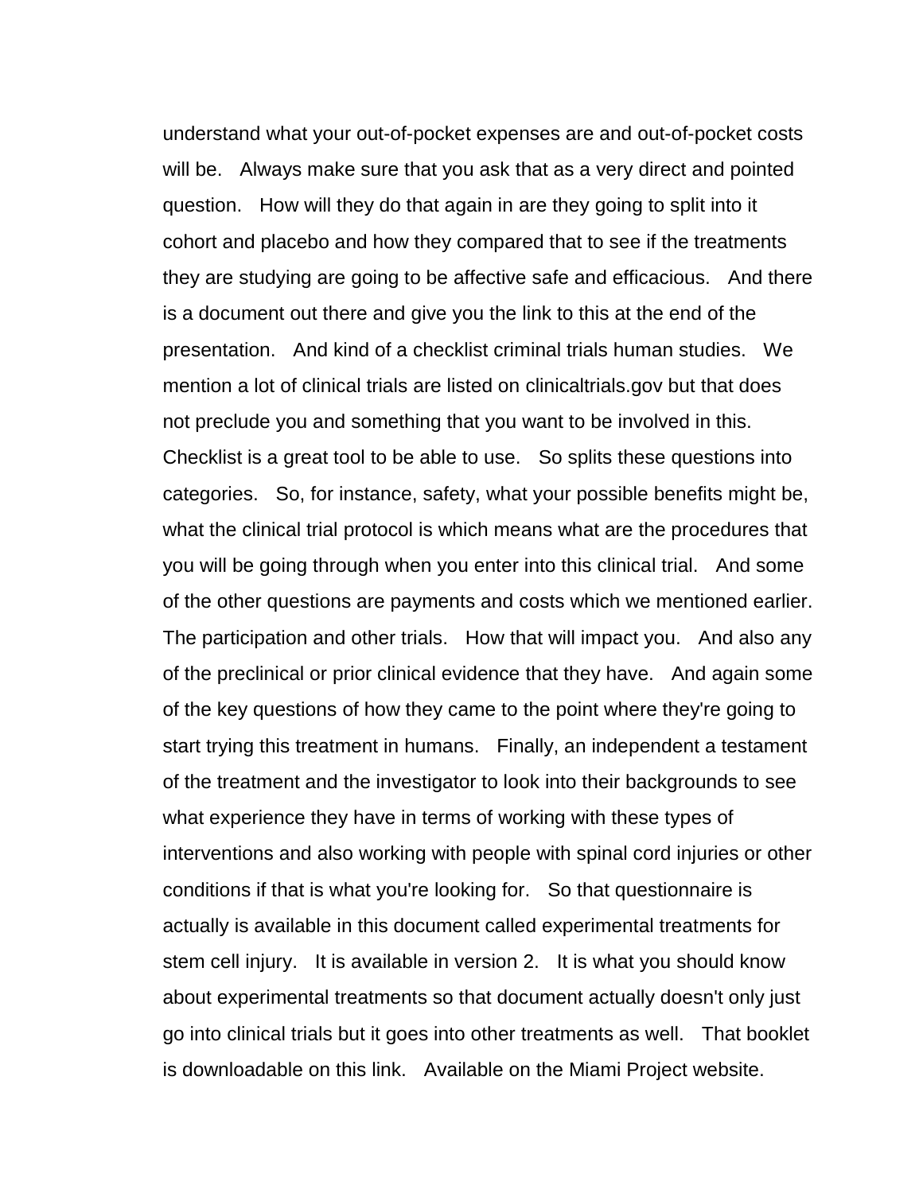understand what your out-of-pocket expenses are and out-of-pocket costs will be.   Always make sure that you ask that as a very direct and pointed question.   How will they do that again in are they going to split into it cohort and placebo and how they compared that to see if the treatments they are studying are going to be affective safe and efficacious.   And there is a document out there and give you the link to this at the end of the presentation.   And kind of a checklist criminal trials human studies.   We mention a lot of clinical trials are listed on clinicaltrials.gov but that does not preclude you and something that you want to be involved in this. Checklist is a great tool to be able to use.   So splits these questions into categories.   So, for instance, safety, what your possible benefits might be, what the clinical trial protocol is which means what are the procedures that you will be going through when you enter into this clinical trial.   And some of the other questions are payments and costs which we mentioned earlier. The participation and other trials.   How that will impact you.   And also any of the preclinical or prior clinical evidence that they have.   And again some of the key questions of how they came to the point where they're going to start trying this treatment in humans.   Finally, an independent a testament of the treatment and the investigator to look into their backgrounds to see what experience they have in terms of working with these types of interventions and also working with people with spinal cord injuries or other conditions if that is what you're looking for.   So that questionnaire is actually is available in this document called experimental treatments for stem cell injury.   It is available in version 2.   It is what you should know about experimental treatments so that document actually doesn't only just go into clinical trials but it goes into other treatments as well.   That booklet is downloadable on this link.   Available on the Miami Project website.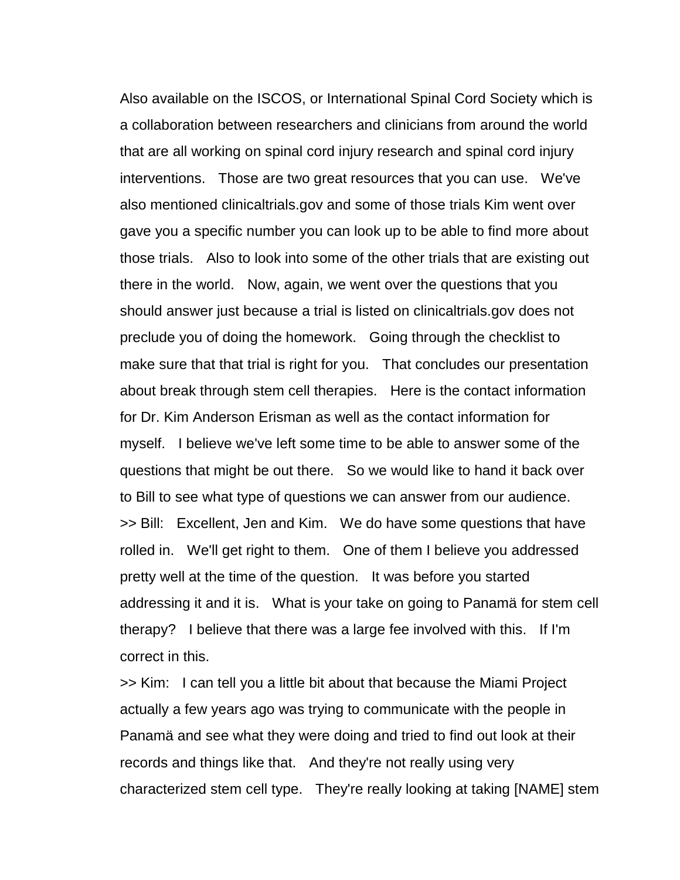Also available on the ISCOS, or International Spinal Cord Society which is a collaboration between researchers and clinicians from around the world that are all working on spinal cord injury research and spinal cord injury interventions. Those are two great resources that you can use. We've also mentioned clinicaltrials.gov and some of those trials Kim went over gave you a specific number you can look up to be able to find more about those trials. Also to look into some of the other trials that are existing out there in the world. Now, again, we went over the questions that you should answer just because a trial is listed on clinicaltrials.gov does not preclude you of doing the homework. Going through the checklist to make sure that that trial is right for you. That concludes our presentation about break through stem cell therapies. Here is the contact information for Dr. Kim Anderson Erisman as well as the contact information for myself. I believe we've left some time to be able to answer some of the questions that might be out there. So we would like to hand it back over to Bill to see what type of questions we can answer from our audience.

>> Bill: Excellent, Jen and Kim. We do have some questions that have rolled in. We'll get right to them. One of them I believe you addressed pretty well at the time of the question. It was before you started addressing it and it is. What is your take on going to Panamä for stem cell therapy? I believe that there was a large fee involved with this. If I'm correct in this.

>> Kim: I can tell you a little bit about that because the Miami Project actually a few years ago was trying to communicate with the people in Panamä and see what they were doing and tried to find out look at their records and things like that. And they're not really using very characterized stem cell type. They're really looking at taking [NAME] stem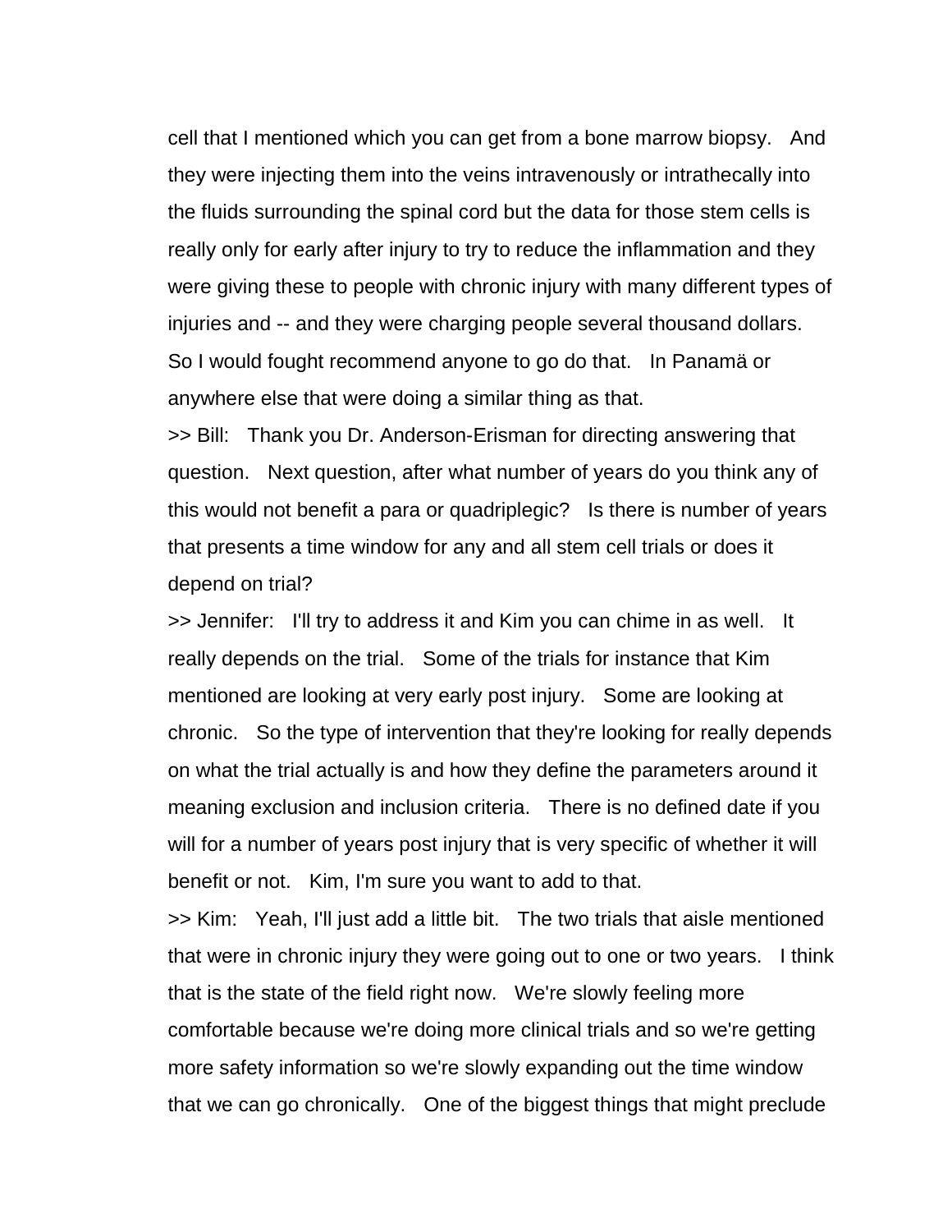cell that I mentioned which you can get from a bone marrow biopsy. And they were injecting them into the veins intravenously or intrathecally into the fluids surrounding the spinal cord but the data for those stem cells is really only for early after injury to try to reduce the inflammation and they were giving these to people with chronic injury with many different types of injuries and -- and they were charging people several thousand dollars. So I would fought recommend anyone to go do that. In Panamä or anywhere else that were doing a similar thing as that.

>> Bill: Thank you Dr. Anderson-Erisman for directing answering that question. Next question, after what number of years do you think any of this would not benefit a para or quadriplegic? Is there is number of years that presents a time window for any and all stem cell trials or does it depend on trial?

>> Jennifer: I'll try to address it and Kim you can chime in as well. It really depends on the trial. Some of the trials for instance that Kim mentioned are looking at very early post injury. Some are looking at chronic. So the type of intervention that they're looking for really depends on what the trial actually is and how they define the parameters around it meaning exclusion and inclusion criteria. There is no defined date if you will for a number of years post injury that is very specific of whether it will benefit or not. Kim, I'm sure you want to add to that.

>> Kim: Yeah, I'll just add a little bit. The two trials that aisle mentioned that were in chronic injury they were going out to one or two years. I think that is the state of the field right now. We're slowly feeling more comfortable because we're doing more clinical trials and so we're getting more safety information so we're slowly expanding out the time window that we can go chronically. One of the biggest things that might preclude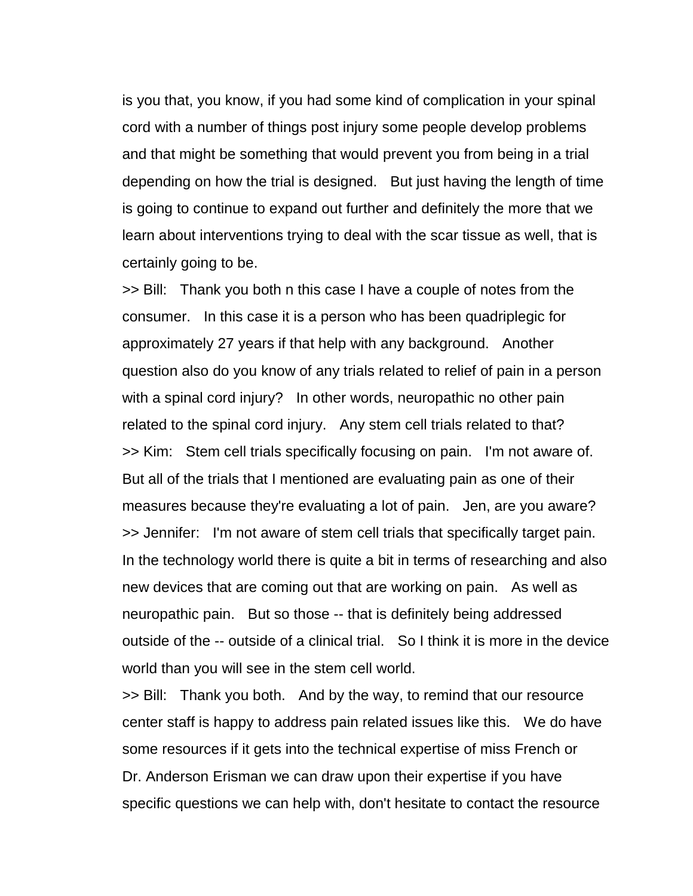is you that, you know, if you had some kind of complication in your spinal cord with a number of things post injury some people develop problems and that might be something that would prevent you from being in a trial depending on how the trial is designed. But just having the length of time is going to continue to expand out further and definitely the more that we learn about interventions trying to deal with the scar tissue as well, that is certainly going to be.

>> Bill: Thank you both n this case I have a couple of notes from the consumer. In this case it is a person who has been quadriplegic for approximately 27 years if that help with any background. Another question also do you know of any trials related to relief of pain in a person with a spinal cord injury? In other words, neuropathic no other pain related to the spinal cord injury. Any stem cell trials related to that?

>> Kim: Stem cell trials specifically focusing on pain. I'm not aware of. But all of the trials that I mentioned are evaluating pain as one of their measures because they're evaluating a lot of pain. Jen, are you aware?

>> Jennifer: I'm not aware of stem cell trials that specifically target pain. In the technology world there is quite a bit in terms of researching and also new devices that are coming out that are working on pain. As well as neuropathic pain. But so those -- that is definitely being addressed outside of the -- outside of a clinical trial. So I think it is more in the device world than you will see in the stem cell world.

>> Bill: Thank you both. And by the way, to remind that our resource center staff is happy to address pain related issues like this. We do have some resources if it gets into the technical expertise of miss French or Dr. Anderson Erisman we can draw upon their expertise if you have specific questions we can help with, don't hesitate to contact the resource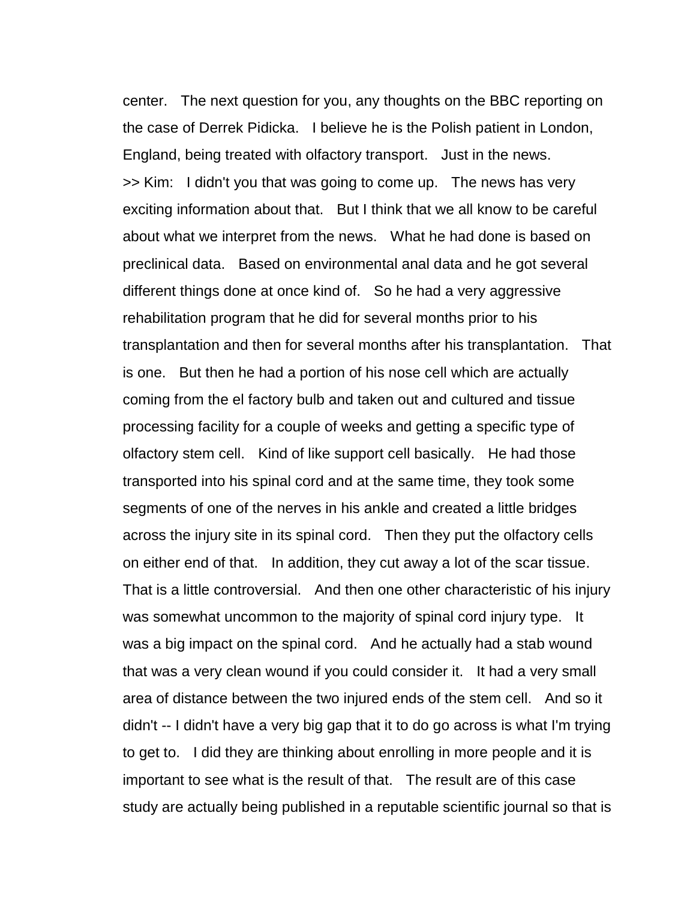center. The next question for you, any thoughts on the BBC reporting on the case of Derrek Pidicka. I believe he is the Polish patient in London, England, being treated with olfactory transport. Just in the news.

>> Kim: I didn't you that was going to come up. The news has very exciting information about that. But I think that we all know to be careful about what we interpret from the news. What he had done is based on preclinical data. Based on environmental anal data and he got several different things done at once kind of. So he had a very aggressive rehabilitation program that he did for several months prior to his transplantation and then for several months after his transplantation. That is one. But then he had a portion of his nose cell which are actually coming from the el factory bulb and taken out and cultured and tissue processing facility for a couple of weeks and getting a specific type of olfactory stem cell. Kind of like support cell basically. He had those transported into his spinal cord and at the same time, they took some segments of one of the nerves in his ankle and created a little bridges across the injury site in its spinal cord. Then they put the olfactory cells on either end of that. In addition, they cut away a lot of the scar tissue. That is a little controversial. And then one other characteristic of his injury was somewhat uncommon to the majority of spinal cord injury type. It was a big impact on the spinal cord. And he actually had a stab wound that was a very clean wound if you could consider it. It had a very small area of distance between the two injured ends of the stem cell. And so it didn't -- I didn't have a very big gap that it to do go across is what I'm trying to get to. I did they are thinking about enrolling in more people and it is important to see what is the result of that. The result are of this case study are actually being published in a reputable scientific journal so that is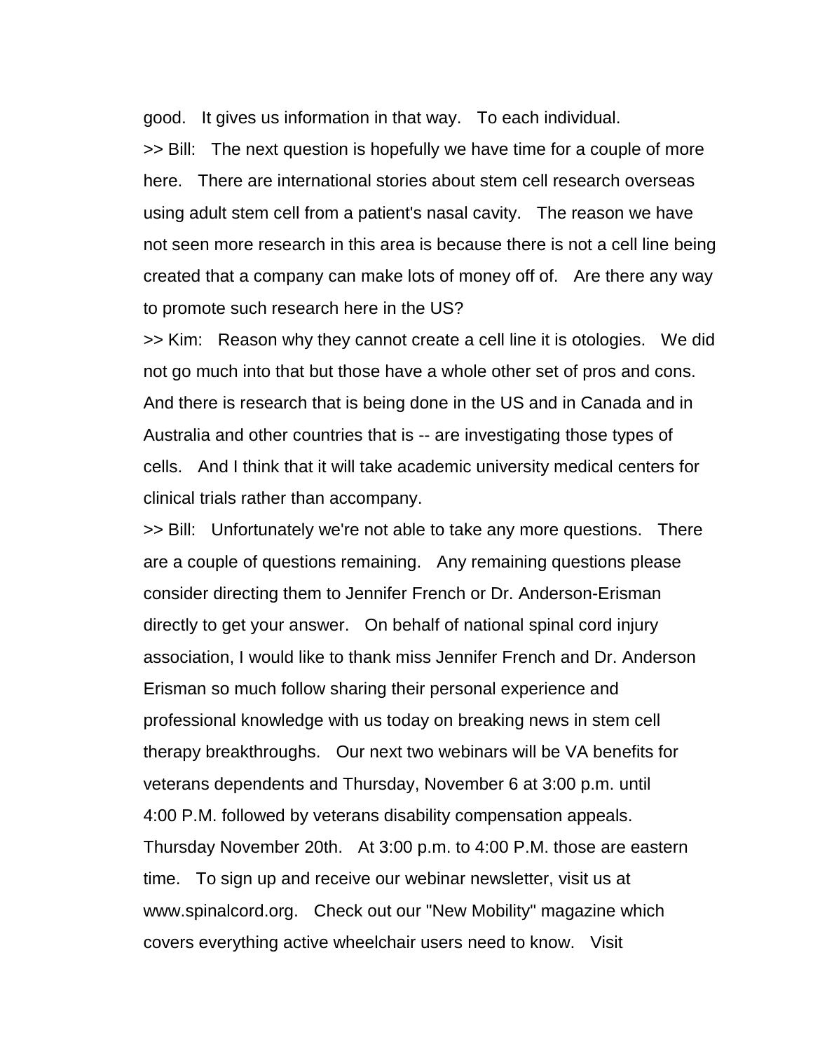good. It gives us information in that way. To each individual.

>> Bill: The next question is hopefully we have time for a couple of more here. There are international stories about stem cell research overseas using adult stem cell from a patient's nasal cavity. The reason we have not seen more research in this area is because there is not a cell line being created that a company can make lots of money off of. Are there any way to promote such research here in the US?

>> Kim: Reason why they cannot create a cell line it is otologies. We did not go much into that but those have a whole other set of pros and cons. And there is research that is being done in the US and in Canada and in Australia and other countries that is -- are investigating those types of cells. And I think that it will take academic university medical centers for clinical trials rather than accompany.

>> Bill: Unfortunately we're not able to take any more questions. There are a couple of questions remaining. Any remaining questions please consider directing them to Jennifer French or Dr. Anderson-Erisman directly to get your answer. On behalf of national spinal cord injury association, I would like to thank miss Jennifer French and Dr. Anderson Erisman so much follow sharing their personal experience and professional knowledge with us today on breaking news in stem cell therapy breakthroughs. Our next two webinars will be VA benefits for veterans dependents and Thursday, November 6 at 3:00 p.m. until 4:00 P.M. followed by veterans disability compensation appeals. Thursday November 20th. At 3:00 p.m. to 4:00 P.M. those are eastern time. To sign up and receive our webinar newsletter, visit us at www.spinalcord.org. Check out our "New Mobility" magazine which covers everything active wheelchair users need to know. Visit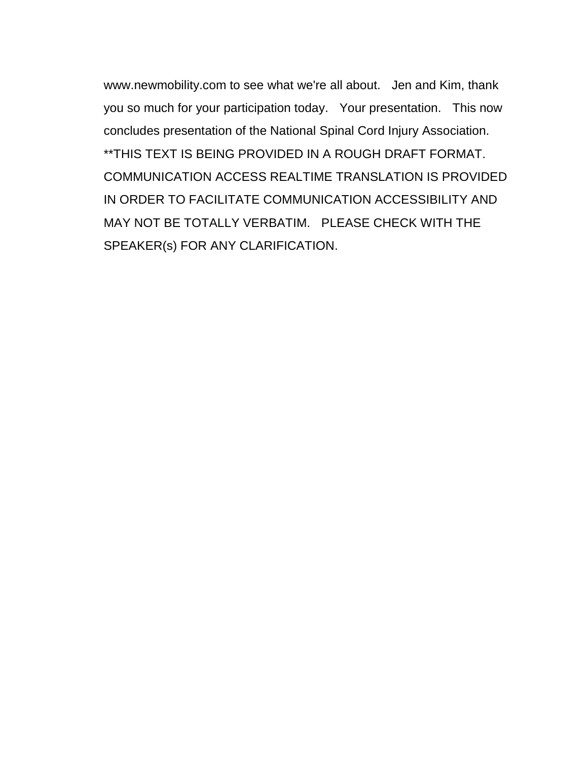www.newmobility.com to see what we're all about.   Jen and Kim, thank you so much for your participation today.   Your presentation.   This now concludes presentation of the National Spinal Cord Injury Association.

**THIS TEXT IS BEING PROVIDED IN A ROUGH DRAFT FORMAT. COMMUNICATION ACCESS REALTIME TRANSLATION IS PROVIDED IN ORDER TO FACILITATE COMMUNICATION ACCESSIBILITY AND MAY NOT BE TOTALLY VERBATIM.   PLEASE CHECK WITH THE SPEAKER(s) FOR ANY CLARIFICATION.